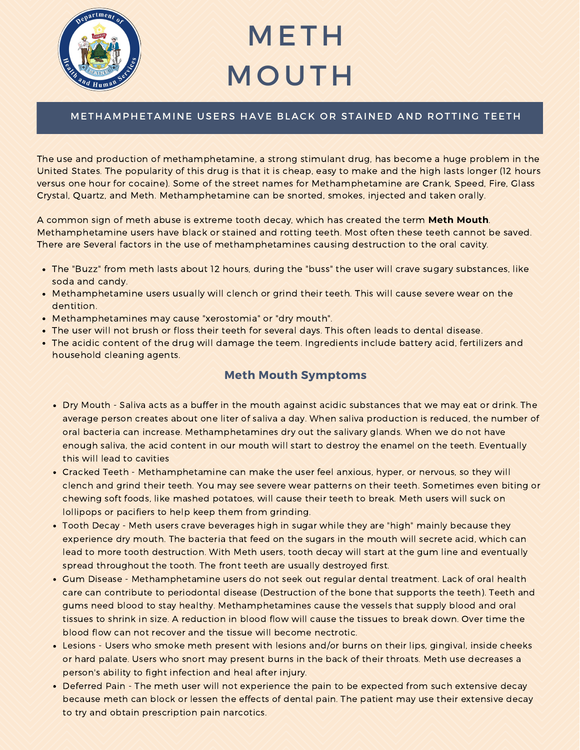# METH MOUTH

## METHAMPHETAMINE USERS HAVE BLACK OR STAINED AND ROTTING TEETH

The use and production of methamphetamine, a strong stimulant drug, has become a huge problem in the United States. The popularity of this drug is that it is cheap, easy to make and the high lasts longer (12 hours versus one hour for cocaine). Some of the street names for Methamphetamine are Crank, Speed, Fire, Glass Crystal, Quartz, and Meth. Methamphetamine can be snorted, smokes, injected and taken orally.

A common sign of meth abuse is extreme tooth decay, which has created the term **Meth Mouth**. Methamphetamine users have black or stained and rotting teeth. Most often these teeth cannot be saved. There are Several factors in the use of methamphetamines causing destruction to the oral cavity.

- The "Buzz" from meth lasts about 12 hours, during the "buss" the user will crave sugary substances, like soda and candy.
- Methamphetamine users usually will clench or grind their teeth. This will cause severe wear on the dentition.
- Methamphetamines may cause "xerostomia" or "dry mouth".
- The user will not brush or floss their teeth for several days. This often leads to dental disease.
- The acidic content of the drug will damage the teem. Ingredients include battery acid, fertilizers and household cleaning agents.

### Meth Mouth Symptoms

- Dry Mouth - Saliva acts as a buffer in the mouth against acidic substances that we may eat or drink. The average person creates about one liter of saliva a day. When saliva production is reduced, the number of oral bacteria can increase. Methamphetamines dry out the salivary glands. When we do not have enough saliva, the acid content in our mouth will start to destroy the enamel on the teeth. Eventually this will lead to cavities
- Cracked Teeth - Methamphetamine can make the user feel anxious, hyper, or nervous, so they will clench and grind their teeth. You may see severe wear patterns on their teeth. Sometimes even biting or chewing soft foods, like mashed potatoes, will cause their teeth to break. Meth users will suck on lollipops or pacifiers to help keep them from grinding.
- Tooth Decay - Meth users crave beverages high in sugar while they are "high" mainly because they experience dry mouth. The bacteria that feed on the sugars in the mouth will secrete acid, which can lead to more tooth destruction. With Meth users, tooth decay will start at the gum line and eventually spread throughout the tooth. The front teeth are usually destroyed first.
- Gum Disease - Methamphetamine users do not seek out regular dental treatment. Lack of oral health care can contribute to periodontal disease (Destruction of the bone that supports the teeth). Teeth and gums need blood to stay healthy. Methamphetamines cause the vessels that supply blood and oral tissues to shrink in size. A reduction in blood flow will cause the tissues to break down. Over time the blood flow can not recover and the tissue will become nectrotic.
- Lesions - Users who smoke meth present with lesions and/or burns on their lips, gingival, inside cheeks or hard palate. Users who snort may present burns in the back of their throats. Meth use decreases a person's ability to fight infection and heal after injury.
- Deferred Pain - The meth user will not experience the pain to be expected from such extensive decay because meth can block or lessen the effects of dental pain. The patient may use their extensive decay to try and obtain prescription pain narcotics.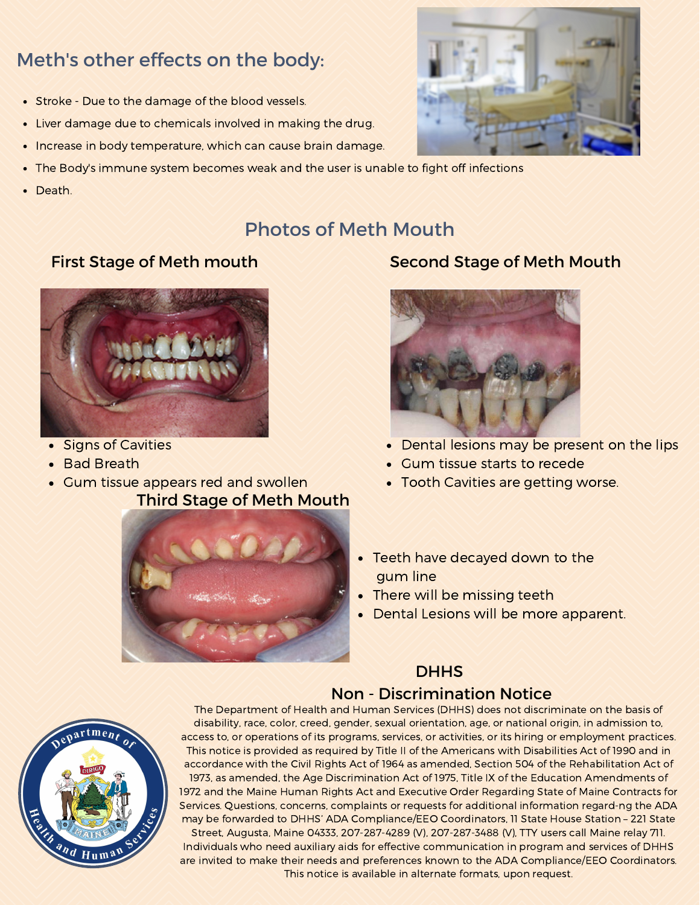## Meth's other effects on the body:

- Stroke - Due to the damage of the blood vessels.
- Liver damage due to chemicals involved in making the drug.
- Increase in body temperature, which can cause brain damage.
- The Body's immune system becomes weak and the user is unable to fight off infections
- Death.

## Photos of Meth Mouth

### First Stage of Meth mouth

- Signs of Cavities
- Bad Breath
- Gum tissue appears red and swollen

### Second Stage of Meth Mouth

- Dental lesions may be present on the lips
- Gum tissue starts to recede
- Tooth Cavities are getting worse.

### Third Stage of Meth Mouth

- Teeth have decayed down to the gum line
- There will be missing teeth
- Dental Lesions will be more apparent.

### DHHS Non - Discrimination Notice

The Department of Health and Human Services (DHHS) does not discriminate on the basis of disability, race, color, creed, gender, sexual orientation, age, or national origin, in admission to, access to, or operations of its programs, services, or activities, or its hiring or employment practices. This notice is provided as required by Title II of the Americans with Disabilities Act of 1990 and in accordance with the Civil Rights Act of 1964 as amended, Section 504 of the Rehabilitation Act of 1973, as amended, the Age Discrimination Act of 1975, Title IX of the Education Amendments of 1972 and the Maine Human Rights Act and Executive Order Regarding State of Maine Contracts for Services. Questions, concerns, complaints or requests for additional information regard-ng the ADA may be forwarded to DHHS' ADA Compliance/EEO Coordinators, 11 State House Station – 221 State Street, Augusta, Maine 04333, 207-287-4289 (V), 207-287-3488 (V), TTY users call Maine relay 711. Individuals who need auxiliary aids for effective communication in program and services of DHHS are invited to make their needs and preferences known to the ADA Compliance/EEO Coordinators. This notice is available in alternate formats, upon request.